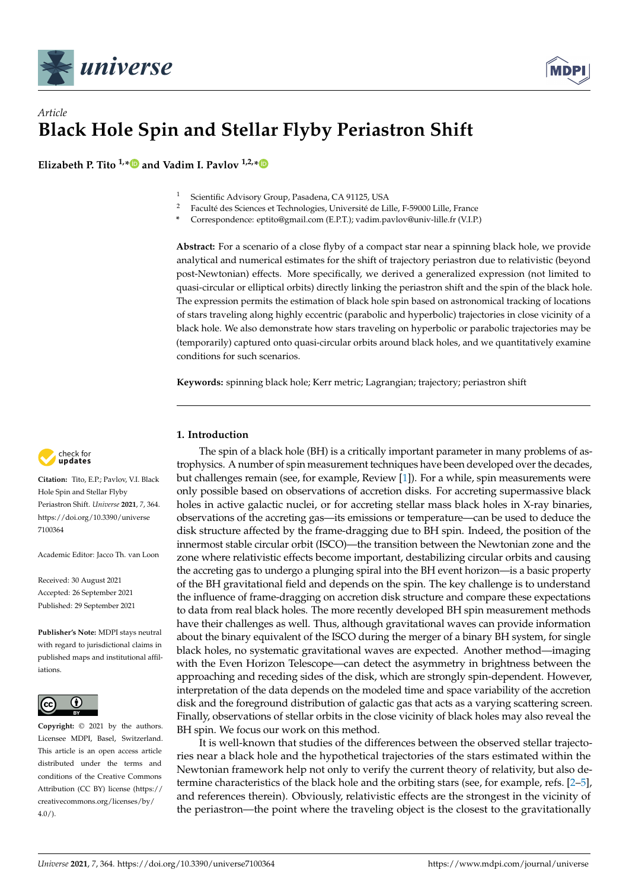*Article*

# Black Hole Spin and Stellar Flyby Periastron Shift

**Elizabeth P. Tito [1,*] and Vadim I. Pavlov [1,2,*]**

[1] Scientific Advisory Group, Pasadena, CA 91125, USA
[2] Faculté des Sciences et Technologies, Université de Lille, F-59000 Lille, France
\* Correspondence: eptito@gmail.com (E.P.T.); vadim.pavlov@univ-lille.fr (V.I.P.)

**Abstract:** For a scenario of a close flyby of a compact star near a spinning black hole, we provide analytical and numerical estimates for the shift of trajectory periastron due to relativistic (beyond post-Newtonian) effects. More specifically, we derived a generalized expression (not limited to quasi-circular or elliptical orbits) directly linking the periastron shift and the spin of the black hole. The expression permits the estimation of black hole spin based on astronomical tracking of locations of stars traveling along highly eccentric (parabolic and hyperbolic) trajectories in close vicinity of a black hole. We also demonstrate how stars traveling on hyperbolic or parabolic trajectories may be (temporarily) captured onto quasi-circular orbits around black holes, and we quantitatively examine conditions for such scenarios.

**Keywords:** spinning black hole; Kerr metric; Lagrangian; trajectory; periastron shift

**Citation:** Tito, E.P.; Pavlov, V.I. Black Hole Spin and Stellar Flyby Periastron Shift. *Universe* **2021**, *7*, 364. https://doi.org/10.3390/universe7100364

Academic Editor: Jacco Th. van Loon

Received: 30 August 2021
Accepted: 26 September 2021
Published: 29 September 2021

**Publisher's Note:** MDPI stays neutral with regard to jurisdictional claims in published maps and institutional affiliations.

**Copyright:** © 2021 by the authors. Licensee MDPI, Basel, Switzerland. This article is an open access article distributed under the terms and conditions of the Creative Commons Attribution (CC BY) license (https://creativecommons.org/licenses/by/4.0/).

## 1. Introduction

The spin of a black hole (BH) is a critically important parameter in many problems of astrophysics. A number of spin measurement techniques have been developed over the decades, but challenges remain (see, for example, Review [1]). For a while, spin measurements were only possible based on observations of accretion disks. For accreting supermassive black holes in active galactic nuclei, or for accreting stellar mass black holes in X-ray binaries, observations of the accreting gas—its emissions or temperature—can be used to deduce the disk structure affected by the frame-dragging due to BH spin. Indeed, the position of the innermost stable circular orbit (ISCO)—the transition between the Newtonian zone and the zone where relativistic effects become important, destabilizing circular orbits and causing the accreting gas to undergo a plunging spiral into the BH event horizon—is a basic property of the BH gravitational field and depends on the spin. The key challenge is to understand the influence of frame-dragging on accretion disk structure and compare these expectations to data from real black holes. The more recently developed BH spin measurement methods have their challenges as well. Thus, although gravitational waves can provide information about the binary equivalent of the ISCO during the merger of a binary BH system, for single black holes, no systematic gravitational waves are expected. Another method—imaging with the Even Horizon Telescope—can detect the asymmetry in brightness between the approaching and receding sides of the disk, which are strongly spin-dependent. However, interpretation of the data depends on the modeled time and space variability of the accretion disk and the foreground distribution of galactic gas that acts as a varying scattering screen. Finally, observations of stellar orbits in the close vicinity of black holes may also reveal the BH spin. We focus our work on this method.

It is well-known that studies of the differences between the observed stellar trajectories near a black hole and the hypothetical trajectories of the stars estimated within the Newtonian framework help not only to verify the current theory of relativity, but also determine characteristics of the black hole and the orbiting stars (see, for example, refs. [2–5], and references therein). Obviously, relativistic effects are the strongest in the vicinity of the periastron—the point where the traveling object is the closest to the gravitationally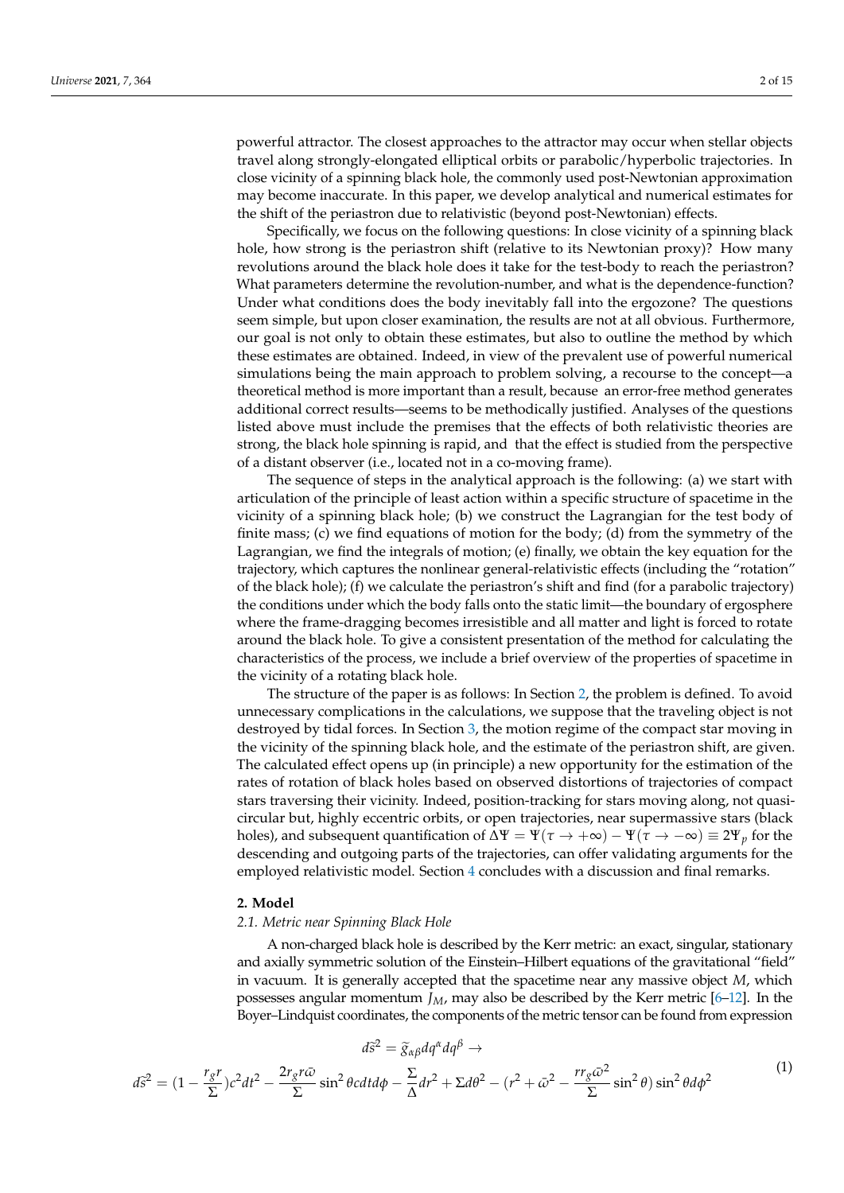powerful attractor. The closest approaches to the attractor may occur when stellar objects travel along strongly-elongated elliptical orbits or parabolic/hyperbolic trajectories. In close vicinity of a spinning black hole, the commonly used post-Newtonian approximation may become inaccurate. In this paper, we develop analytical and numerical estimates for the shift of the periastron due to relativistic (beyond post-Newtonian) effects.

Specifically, we focus on the following questions: In close vicinity of a spinning black hole, how strong is the periastron shift (relative to its Newtonian proxy)? How many revolutions around the black hole does it take for the test-body to reach the periastron? What parameters determine the revolution-number, and what is the dependence-function? Under what conditions does the body inevitably fall into the ergozone? The questions seem simple, but upon closer examination, the results are not at all obvious. Furthermore, our goal is not only to obtain these estimates, but also to outline the method by which these estimates are obtained. Indeed, in view of the prevalent use of powerful numerical simulations being the main approach to problem solving, a recourse to the concept—a theoretical method is more important than a result, because an error-free method generates additional correct results—seems to be methodically justified. Analyses of the questions listed above must include the premises that the effects of both relativistic theories are strong, the black hole spinning is rapid, and that the effect is studied from the perspective of a distant observer (i.e., located not in a co-moving frame).

The sequence of steps in the analytical approach is the following: (a) we start with articulation of the principle of least action within a specific structure of spacetime in the vicinity of a spinning black hole; (b) we construct the Lagrangian for the test body of finite mass; (c) we find equations of motion for the body; (d) from the symmetry of the Lagrangian, we find the integrals of motion; (e) finally, we obtain the key equation for the trajectory, which captures the nonlinear general-relativistic effects (including the "rotation" of the black hole); (f) we calculate the periastron's shift and find (for a parabolic trajectory) the conditions under which the body falls onto the static limit—the boundary of ergosphere where the frame-dragging becomes irresistible and all matter and light is forced to rotate around the black hole. To give a consistent presentation of the method for calculating the characteristics of the process, we include a brief overview of the properties of spacetime in the vicinity of a rotating black hole.

The structure of the paper is as follows: In Section 2, the problem is defined. To avoid unnecessary complications in the calculations, we suppose that the traveling object is not destroyed by tidal forces. In Section 3, the motion regime of the compact star moving in the vicinity of the spinning black hole, and the estimate of the periastron shift, are given. The calculated effect opens up (in principle) a new opportunity for the estimation of the rates of rotation of black holes based on observed distortions of trajectories of compact stars traversing their vicinity. Indeed, position-tracking for stars moving along, not quasi-circular but, highly eccentric orbits, or open trajectories, near supermassive stars (black holes), and subsequent quantification of $\Delta\Psi = \Psi(\tau \to +\infty) - \Psi(\tau \to -\infty) \equiv 2\Psi_p$ for the descending and outgoing parts of the trajectories, can offer validating arguments for the employed relativistic model. Section 4 concludes with a discussion and final remarks.

## 2. Model

### *2.1. Metric near Spinning Black Hole*

A non-charged black hole is described by the Kerr metric: an exact, singular, stationary and axially symmetric solution of the Einstein–Hilbert equations of the gravitational "field" in vacuum. It is generally accepted that the spacetime near any massive object $M$, which possesses angular momentum $J_M$, may also be described by the Kerr metric [6–12]. In the Boyer–Lindquist coordinates, the components of the metric tensor can be found from expression

$$
d\tilde{s}^2 = \tilde{g}_{\alpha\beta} dq^\alpha dq^\beta \to
$$
$$
d\tilde{s}^2 = (1 - \frac{r_g r}{\Sigma})c^2 dt^2 - \frac{2 r_g r \bar{\omega}}{\Sigma}\sin^2\theta c dt d\phi - \frac{\Sigma}{\Delta}dr^2 + \Sigma d\theta^2 - (r^2 + \bar{\omega}^2 - \frac{r r_g \bar{\omega}^2}{\Sigma}\sin^2\theta)\sin^2\theta d\phi^2 \tag{1}
$$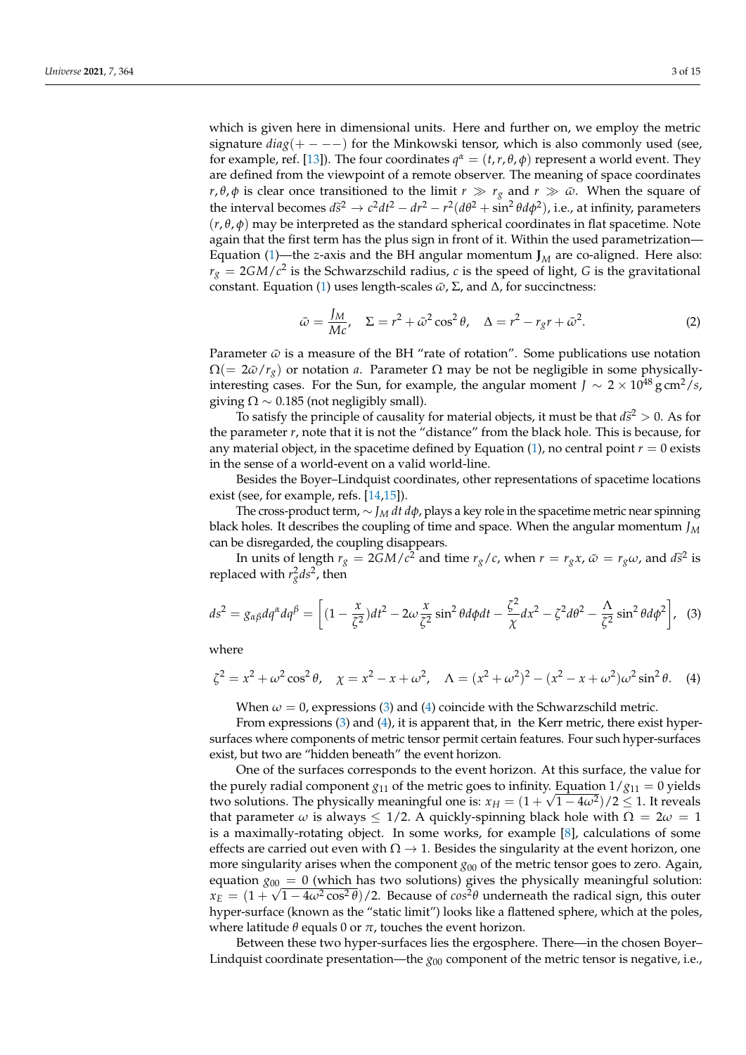which is given here in dimensional units. Here and further on, we employ the metric signature $diag(+ - - -)$ for the Minkowski tensor, which is also commonly used (see, for example, ref. [13]). The four coordinates $q^\alpha = (t, r, \theta, \phi)$ represent a world event. They are defined from the viewpoint of a remote observer. The meaning of space coordinates $r, \theta, \phi$ is clear once transitioned to the limit $r \gg r_g$ and $r \gg \bar{\omega}$. When the square of the interval becomes $d\tilde{s}^2 \to c^2dt^2 - dr^2 - r^2(d\theta^2 + \sin^2\theta d\phi^2)$, i.e., at infinity, parameters $(r, \theta, \phi)$ may be interpreted as the standard spherical coordinates in flat spacetime. Note again that the first term has the plus sign in front of it. Within the used parametrization—Equation (1)—the $z$-axis and the BH angular momentum $\mathbf{J}_M$ are co-aligned. Here also: $r_g = 2GM/c^2$ is the Schwarzschild radius, $c$ is the speed of light, $G$ is the gravitational constant. Equation (1) uses length-scales $\bar{\omega}$, $\Sigma$, and $\Delta$, for succinctness:

$$\bar{\omega} = \frac{J_M}{Mc}, \quad \Sigma = r^2 + \bar{\omega}^2\cos^2\theta, \quad \Delta = r^2 - r_g r + \bar{\omega}^2. \tag{2}$$

Parameter $\bar{\omega}$ is a measure of the BH "rate of rotation". Some publications use notation $\Omega(= 2\bar{\omega}/r_g)$ or notation $a$. Parameter $\Omega$ may be not be negligible in some physically-interesting cases. For the Sun, for example, the angular moment $J \sim 2 \times 10^{48}\,\text{g}\,\text{cm}^2/s$, giving $\Omega \sim 0.185$ (not negligibly small).

To satisfy the principle of causality for material objects, it must be that $d\tilde{s}^2 > 0$. As for the parameter $r$, note that it is not the "distance" from the black hole. This is because, for any material object, in the spacetime defined by Equation (1), no central point $r = 0$ exists in the sense of a world-event on a valid world-line.

Besides the Boyer–Lindquist coordinates, other representations of spacetime locations exist (see, for example, refs. [14,15]).

The cross-product term, $\sim J_M\, dt\, d\phi$, plays a key role in the spacetime metric near spinning black holes. It describes the coupling of time and space. When the angular momentum $J_M$ can be disregarded, the coupling disappears.

In units of length $r_g = 2GM/c^2$ and time $r_g/c$, when $r = r_g x$, $\bar{\omega} = r_g\omega$, and $d\tilde{s}^2$ is replaced with $r_g^2 ds^2$, then

$$ds^2 = g_{\alpha\beta}dq^\alpha dq^\beta = \left[(1 - \frac{x}{\zeta^2})dt^2 - 2\omega\frac{x}{\zeta^2}\sin^2\theta d\phi dt - \frac{\zeta^2}{\chi}dx^2 - \zeta^2 d\theta^2 - \frac{\Lambda}{\zeta^2}\sin^2\theta d\phi^2\right], \tag{3}$$

where

$$\zeta^2 = x^2 + \omega^2\cos^2\theta, \quad \chi = x^2 - x + \omega^2, \quad \Lambda = (x^2 + \omega^2)^2 - (x^2 - x + \omega^2)\omega^2\sin^2\theta. \tag{4}$$

When $\omega = 0$, expressions (3) and (4) coincide with the Schwarzschild metric.

From expressions (3) and (4), it is apparent that, in the Kerr metric, there exist hyper-surfaces where components of metric tensor permit certain features. Four such hyper-surfaces exist, but two are "hidden beneath" the event horizon.

One of the surfaces corresponds to the event horizon. At this surface, the value for the purely radial component $g_{11}$ of the metric goes to infinity. Equation $1/g_{11} = 0$ yields two solutions. The physically meaningful one is: $x_H = (1 + \sqrt{1 - 4\omega^2})/2 \leq 1$. It reveals that parameter $\omega$ is always $\leq 1/2$. A quickly-spinning black hole with $\Omega = 2\omega = 1$ is a maximally-rotating object. In some works, for example [8], calculations of some effects are carried out even with $\Omega \to 1$. Besides the singularity at the event horizon, one more singularity arises when the component $g_{00}$ of the metric tensor goes to zero. Again, equation $g_{00} = 0$ (which has two solutions) gives the physically meaningful solution: $x_E = (1 + \sqrt{1 - 4\omega^2\cos^2\theta})/2$. Because of $cos^2\theta$ underneath the radical sign, this outer hyper-surface (known as the "static limit") looks like a flattened sphere, which at the poles, where latitude $\theta$ equals 0 or $\pi$, touches the event horizon.

Between these two hyper-surfaces lies the ergosphere. There—in the chosen Boyer–Lindquist coordinate presentation—the $g_{00}$ component of the metric tensor is negative, i.e.,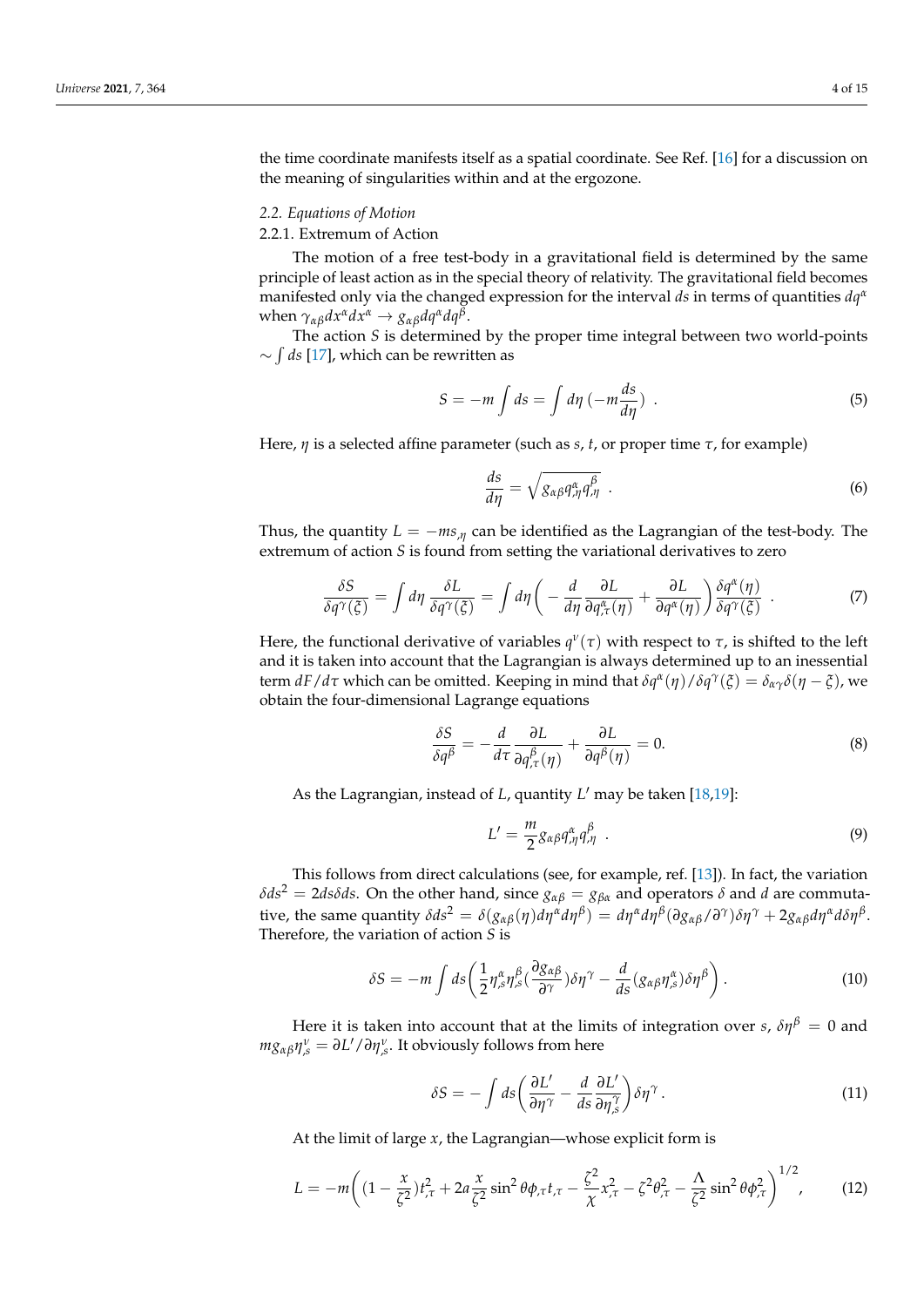the time coordinate manifests itself as a spatial coordinate. See Ref. [16] for a discussion on the meaning of singularities within and at the ergozone.

### 2.2. Equations of Motion

#### 2.2.1. Extremum of Action

The motion of a free test-body in a gravitational field is determined by the same principle of least action as in the special theory of relativity. The gravitational field becomes manifested only via the changed expression for the interval $ds$ in terms of quantities $dq^\alpha$ when $\gamma_{\alpha\beta}dx^\alpha dx^\alpha \to g_{\alpha\beta}dq^\alpha dq^\beta$.

The action $S$ is determined by the proper time integral between two world-points $\sim \int ds$ [17], which can be rewritten as

$$S = -m\int ds = \int d\eta\,(-m\frac{ds}{d\eta}) \ . \tag{5}$$

Here, $\eta$ is a selected affine parameter (such as $s$, $t$, or proper time $\tau$, for example)

$$\frac{ds}{d\eta} = \sqrt{g_{\alpha\beta}q^\alpha_{,\eta}q^\beta_{,\eta}} \ . \tag{6}$$

Thus, the quantity $L = -ms_{,\eta}$ can be identified as the Lagrangian of the test-body. The extremum of action $S$ is found from setting the variational derivatives to zero

$$\frac{\delta S}{\delta q^\gamma(\xi)} = \int d\eta\,\frac{\delta L}{\delta q^\gamma(\xi)} = \int d\eta\bigg(-\frac{d}{d\eta}\frac{\partial L}{\partial q^\alpha_{,\tau}(\eta)} + \frac{\partial L}{\partial q^\alpha(\eta)}\bigg)\frac{\delta q^\alpha(\eta)}{\delta q^\gamma(\xi)} \ . \tag{7}$$

Here, the functional derivative of variables $q^\nu(\tau)$ with respect to $\tau$, is shifted to the left and it is taken into account that the Lagrangian is always determined up to an inessential term $dF/d\tau$ which can be omitted. Keeping in mind that $\delta q^\alpha(\eta)/\delta q^\gamma(\xi) = \delta_{\alpha\gamma}\delta(\eta-\xi)$, we obtain the four-dimensional Lagrange equations

$$\frac{\delta S}{\delta q^\beta} = -\frac{d}{d\tau}\frac{\partial L}{\partial q^\beta_{,\tau}(\eta)} + \frac{\partial L}{\partial q^\beta(\eta)} = 0. \tag{8}$$

As the Lagrangian, instead of $L$, quantity $L'$ may be taken [18,19]:

$$L' = \frac{m}{2}g_{\alpha\beta}q^\alpha_{,\eta}q^\beta_{,\eta} \ . \tag{9}$$

This follows from direct calculations (see, for example, ref. [13]). In fact, the variation $\delta ds^2 = 2ds\delta ds$. On the other hand, since $g_{\alpha\beta} = g_{\beta\alpha}$ and operators $\delta$ and $d$ are commutative, the same quantity $\delta ds^2 = \delta(g_{\alpha\beta}(\eta)d\eta^\alpha d\eta^\beta) = d\eta^\alpha d\eta^\beta(\partial g_{\alpha\beta}/\partial^\gamma)\delta\eta^\gamma + 2g_{\alpha\beta}d\eta^\alpha d\delta\eta^\beta$. Therefore, the variation of action $S$ is

$$\delta S = -m\int ds\bigg(\frac{1}{2}\eta^\alpha_{,s}\eta^\beta_{,s}(\frac{\partial g_{\alpha\beta}}{\partial^\gamma})\delta\eta^\gamma - \frac{d}{ds}(g_{\alpha\beta}\eta^\alpha_{,s})\delta\eta^\beta\bigg). \tag{10}$$

Here it is taken into account that at the limits of integration over $s$, $\delta\eta^\beta = 0$ and $mg_{\alpha\beta}\eta^\nu_{,s} = \partial L'/\partial\eta^\nu_{,s}$. It obviously follows from here

$$\delta S = -\int ds\bigg(\frac{\partial L'}{\partial\eta^\gamma} - \frac{d}{ds}\frac{\partial L'}{\partial\eta^\gamma_{,s}}\bigg)\delta\eta^\gamma. \tag{11}$$

At the limit of large $x$, the Lagrangian—whose explicit form is

$$L = -m\bigg((1-\frac{x}{\zeta^2})t^2_{,\tau} + 2a\frac{x}{\zeta^2}\sin^2\theta\phi_{,\tau}t_{,\tau} - \frac{\zeta^2}{\chi}x^2_{,\tau} - \zeta^2\theta^2_{,\tau} - \frac{\Lambda}{\zeta^2}\sin^2\theta\phi^2_{,\tau}\bigg)^{1/2}, \tag{12}$$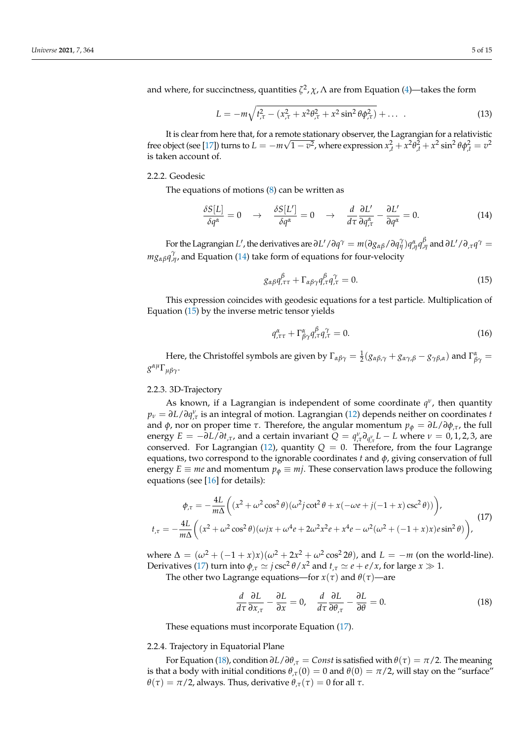and where, for succinctness, quantities $\zeta^2, \chi, \Lambda$ are from Equation (4)—takes the form

$$L = -m\sqrt{t_{,\tau}^2 - (x_{,\tau}^2 + x^2\theta_{,\tau}^2 + x^2\sin^2\theta\phi_{,\tau}^2)} + \dots \quad . \tag{13}$$

It is clear from here that, for a remote stationary observer, the Lagrangian for a relativistic free object (see [17]) turns to $L = -m\sqrt{1-v^2}$, where expression $x_{,t}^2 + x^2\theta_{,t}^2 + x^2\sin^2\theta\phi_{,t}^2 = v^2$ is taken account of.

### 2.2.2. Geodesic

The equations of motions (8) can be written as

$$\frac{\delta S[L]}{\delta q^\alpha} = 0 \quad \rightarrow \quad \frac{\delta S[L']}{\delta q^\alpha} = 0 \quad \rightarrow \quad \frac{d}{d\tau}\frac{\partial L'}{\partial q_{,\tau}^\alpha} - \frac{\partial L'}{\partial q^\alpha} = 0. \tag{14}$$

For the Lagrangian $L'$, the derivatives are $\partial L'/\partial q^\gamma = m(\partial g_{\alpha\beta}/\partial q_{\eta}^{\gamma})q_{,\eta}^\alpha q_{,\eta}^\beta$ and $\partial L'/\partial_{,\tau} q^\gamma = m g_{\alpha\beta} q_{,\eta}^\gamma$, and Equation (14) take form of equations for four-velocity

$$g_{\alpha\beta}q_{,\tau\tau}^\beta + \Gamma_{\alpha\beta\gamma}q_{,\tau}^\beta q_{,\tau}^\gamma = 0. \tag{15}$$

This expression coincides with geodesic equations for a test particle. Multiplication of Equation (15) by the inverse metric tensor yields

$$q_{,\tau\tau}^\alpha + \Gamma_{\beta\gamma}^\alpha q_{,\tau}^\beta q_{,\tau}^\gamma = 0. \tag{16}$$

Here, the Christoffel symbols are given by $\Gamma_{\alpha\beta\gamma} = \frac{1}{2}(g_{\alpha\beta,\gamma} + g_{\alpha\gamma,\beta} - g_{\gamma\beta,\alpha})$ and $\Gamma_{\beta\gamma}^\alpha = g^{\alpha\mu}\Gamma_{\mu\beta\gamma}$.

### 2.2.3. 3D-Trajectory

As known, if a Lagrangian is independent of some coordinate $q^\nu$, then quantity $p_\nu = \partial L/\partial q_{,\tau}^\nu$ is an integral of motion. Lagrangian (12) depends neither on coordinates $t$ and $\phi$, nor on proper time $\tau$. Therefore, the angular momentum $p_\phi = \partial L/\partial \phi_{,\tau}$, the full energy $E = -\partial L/\partial t_{,\tau}$, and a certain invariant $Q = q_{,\tau}^\nu \partial_{q_{,\tau}^\nu} L - L$ where $\nu = 0,1,2,3$, are conserved. For Lagrangian (12), quantity $Q = 0$. Therefore, from the four Lagrange equations, two correspond to the ignorable coordinates $t$ and $\phi$, giving conservation of full energy $E \equiv me$ and momentum $p_\phi \equiv mj$. These conservation laws produce the following equations (see [16] for details):

$$\begin{aligned}
\phi_{,\tau} &= -\frac{4L}{m\Delta}\left((x^2 + \omega^2\cos^2\theta)(\omega^2 j\cot^2\theta + x(-\omega e + j(-1+x)\csc^2\theta))\right), \\
t_{,\tau} &= -\frac{4L}{m\Delta}\left((x^2 + \omega^2\cos^2\theta)(\omega j x + \omega^4 e + 2\omega^2 x^2 e + x^4 e - \omega^2(\omega^2 + (-1+x)x)e\sin^2\theta)\right),
\end{aligned} \tag{17}$$

where $\Delta = (\omega^2 + (-1+x)x)(\omega^2 + 2x^2 + \omega^2\cos^2 2\theta)$, and $L = -m$ (on the world-line). Derivatives (17) turn into $\phi_{,\tau} \simeq j\csc^2\theta/x^2$ and $t_{,\tau} \simeq e + e/x$, for large $x \gg 1$.

The other two Lagrange equations—for $x(\tau)$ and $\theta(\tau)$—are

$$\frac{d}{d\tau}\frac{\partial L}{\partial x_{,\tau}} - \frac{\partial L}{\partial x} = 0, \quad \frac{d}{d\tau}\frac{\partial L}{\partial \theta_{,\tau}} - \frac{\partial L}{\partial \theta} = 0. \tag{18}$$

These equations must incorporate Equation (17).

### 2.2.4. Trajectory in Equatorial Plane

For Equation (18), condition $\partial L/\partial \theta_{,\tau} = Const$ is satisfied with $\theta(\tau) = \pi/2$. The meaning is that a body with initial conditions $\theta_{,\tau}(0) = 0$ and $\theta(0) = \pi/2$, will stay on the "surface" $\theta(\tau) = \pi/2$, always. Thus, derivative $\theta_{,\tau}(\tau) = 0$ for all $\tau$.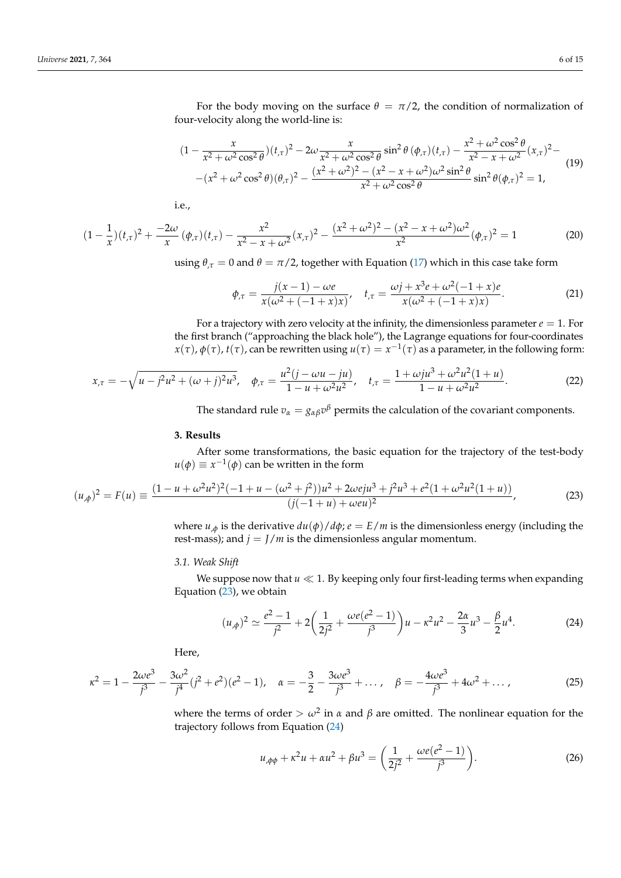For the body moving on the surface $\theta = \pi/2$, the condition of normalization of four-velocity along the world-line is:

$$
\begin{aligned}
&(1 - \frac{x}{x^2 + \omega^2 \cos^2\theta})(t_{,\tau})^2 - 2\omega \frac{x}{x^2 + \omega^2\cos^2\theta}\sin^2\theta\,(\phi_{,\tau})(t_{,\tau}) - \frac{x^2 + \omega^2\cos^2\theta}{x^2 - x + \omega^2}(x_{,\tau})^2 - \\
&-(x^2 + \omega^2\cos^2\theta)(\theta_{,\tau})^2 - \frac{(x^2+\omega^2)^2 - (x^2 - x + \omega^2)\omega^2\sin^2\theta}{x^2 + \omega^2\cos^2\theta}\sin^2\theta(\phi_{,\tau})^2 = 1,
\end{aligned}
\tag{19}
$$

i.e.,

$$
(1 - \frac{1}{x})(t_{,\tau})^2 + \frac{-2\omega}{x}\,(\phi_{,\tau})(t_{,\tau}) - \frac{x^2}{x^2 - x + \omega^2}(x_{,\tau})^2 - \frac{(x^2+\omega^2)^2 - (x^2 - x + \omega^2)\omega^2}{x^2}(\phi_{,\tau})^2 = 1 \tag{20}
$$

using $\theta_{,\tau} = 0$ and $\theta = \pi/2$, together with Equation (17) which in this case take form

$$
\phi_{,\tau} = \frac{j(x-1) - \omega e}{x(\omega^2 + (-1+x)x)}, \quad t_{,\tau} = \frac{\omega j + x^3 e + \omega^2(-1+x)e}{x(\omega^2 + (-1+x)x)}. \tag{21}
$$

For a trajectory with zero velocity at the infinity, the dimensionless parameter $e = 1$. For the first branch ("approaching the black hole"), the Lagrange equations for four-coordinates $x(\tau)$, $\phi(\tau)$, $t(\tau)$, can be rewritten using $u(\tau) = x^{-1}(\tau)$ as a parameter, in the following form:

$$
x_{,\tau} = -\sqrt{u - j^2u^2 + (\omega + j)^2u^3}, \quad \phi_{,\tau} = \frac{u^2(j - \omega u - ju)}{1 - u + \omega^2u^2}, \quad t_{,\tau} = \frac{1 + \omega j u^3 + \omega^2u^2(1+u)}{1 - u + \omega^2u^2}. \tag{22}
$$

The standard rule $v_\alpha = g_{\alpha\beta}v^\beta$ permits the calculation of the covariant components.

## 3. Results

After some transformations, the basic equation for the trajectory of the test-body $u(\phi) \equiv x^{-1}(\phi)$ can be written in the form

$$
(u_{,\phi})^2 = F(u) \equiv \frac{(1 - u + \omega^2u^2)^2(-1 + u - (\omega^2 + j^2))u^2 + 2\omega e j u^3 + j^2u^3 + e^2(1 + \omega^2u^2(1+u))}{(j(-1+u) + \omega e u)^2}, \tag{23}
$$

where $u_{,\phi}$ is the derivative $du(\phi)/d\phi$; $e = E/m$ is the dimensionless energy (including the rest-mass); and $j = J/m$ is the dimensionless angular momentum.

### *3.1. Weak Shift*

We suppose now that $u \ll 1$. By keeping only four first-leading terms when expanding Equation (23), we obtain

$$
(u_{,\phi})^2 \simeq \frac{e^2 - 1}{j^2} + 2\left(\frac{1}{2j^2} + \frac{\omega e(e^2-1)}{j^3}\right)u - \kappa^2u^2 - \frac{2\alpha}{3}u^3 - \frac{\beta}{2}u^4. \tag{24}
$$

Here,

$$
\kappa^2 = 1 - \frac{2\omega e^3}{j^3} - \frac{3\omega^2}{j^4}(j^2 + e^2)(e^2 - 1), \quad \alpha = -\frac{3}{2} - \frac{3\omega e^3}{j^3} + \ldots, \quad \beta = -\frac{4\omega e^3}{j^3} + 4\omega^2 + \ldots, \tag{25}
$$

where the terms of order $> \omega^2$ in $\alpha$ and $\beta$ are omitted. The nonlinear equation for the trajectory follows from Equation (24)

$$
u_{,\phi\phi} + \kappa^2u + \alpha u^2 + \beta u^3 = \left(\frac{1}{2j^2} + \frac{\omega e(e^2-1)}{j^3}\right). \tag{26}
$$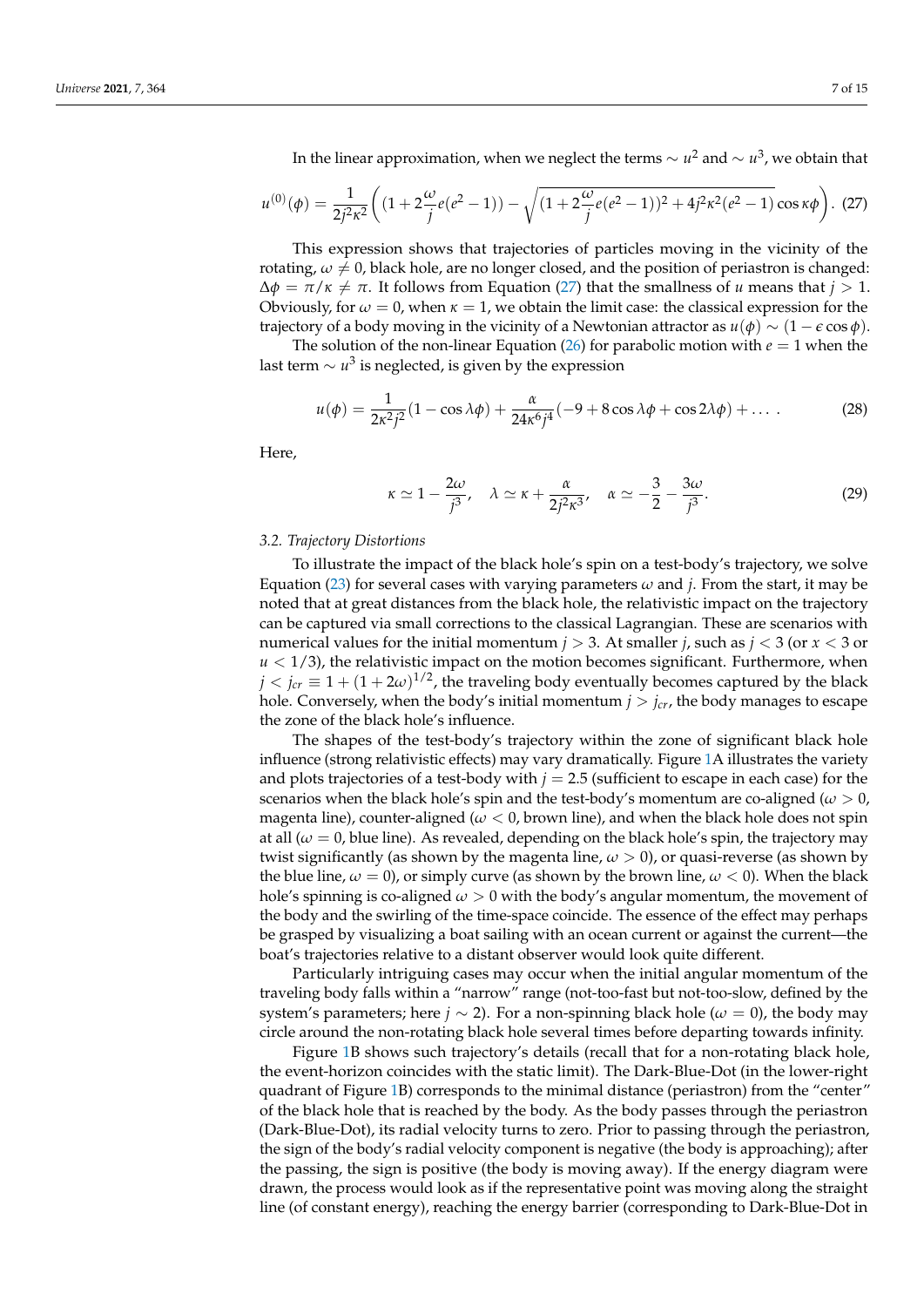In the linear approximation, when we neglect the terms $\sim u^2$ and $\sim u^3$, we obtain that

$$u^{(0)}(\phi) = \frac{1}{2j^2\kappa^2}\left((1 + 2\frac{\omega}{j}e(e^2-1)) - \sqrt{(1 + 2\frac{\omega}{j}e(e^2-1))^2 + 4j^2\kappa^2(e^2-1)}\cos\kappa\phi\right). \quad (27)$$

This expression shows that trajectories of particles moving in the vicinity of the rotating, $\omega \neq 0$, black hole, are no longer closed, and the position of periastron is changed: $\Delta\phi = \pi/\kappa \neq \pi$. It follows from Equation (27) that the smallness of $u$ means that $j > 1$. Obviously, for $\omega = 0$, when $\kappa = 1$, we obtain the limit case: the classical expression for the trajectory of a body moving in the vicinity of a Newtonian attractor as $u(\phi) \sim (1 - \epsilon\cos\phi)$.

The solution of the non-linear Equation (26) for parabolic motion with $e = 1$ when the last term $\sim u^3$ is neglected, is given by the expression

$$u(\phi) = \frac{1}{2\kappa^2 j^2}(1 - \cos\lambda\phi) + \frac{\alpha}{24\kappa^6 j^4}(-9 + 8\cos\lambda\phi + \cos 2\lambda\phi) + \ldots . \quad (28)$$

Here,

$$\kappa \simeq 1 - \frac{2\omega}{j^3}, \quad \lambda \simeq \kappa + \frac{\alpha}{2j^2\kappa^3}, \quad \alpha \simeq -\frac{3}{2} - \frac{3\omega}{j^3}. \quad (29)$$

### *3.2. Trajectory Distortions*

To illustrate the impact of the black hole's spin on a test-body's trajectory, we solve Equation (23) for several cases with varying parameters $\omega$ and $j$. From the start, it may be noted that at great distances from the black hole, the relativistic impact on the trajectory can be captured via small corrections to the classical Lagrangian. These are scenarios with numerical values for the initial momentum $j > 3$. At smaller $j$, such as $j < 3$ (or $x < 3$ or $u < 1/3$), the relativistic impact on the motion becomes significant. Furthermore, when $j < j_{cr} \equiv 1 + (1 + 2\omega)^{1/2}$, the traveling body eventually becomes captured by the black hole. Conversely, when the body's initial momentum $j > j_{cr}$, the body manages to escape the zone of the black hole's influence.

The shapes of the test-body's trajectory within the zone of significant black hole influence (strong relativistic effects) may vary dramatically. Figure 1A illustrates the variety and plots trajectories of a test-body with $j = 2.5$ (sufficient to escape in each case) for the scenarios when the black hole's spin and the test-body's momentum are co-aligned ($\omega > 0$, magenta line), counter-aligned ($\omega < 0$, brown line), and when the black hole does not spin at all ($\omega = 0$, blue line). As revealed, depending on the black hole's spin, the trajectory may twist significantly (as shown by the magenta line, $\omega > 0$), or quasi-reverse (as shown by the blue line, $\omega = 0$), or simply curve (as shown by the brown line, $\omega < 0$). When the black hole's spinning is co-aligned $\omega > 0$ with the body's angular momentum, the movement of the body and the swirling of the time-space coincide. The essence of the effect may perhaps be grasped by visualizing a boat sailing with an ocean current or against the current—the boat's trajectories relative to a distant observer would look quite different.

Particularly intriguing cases may occur when the initial angular momentum of the traveling body falls within a "narrow" range (not-too-fast but not-too-slow, defined by the system's parameters; here $j \sim 2$). For a non-spinning black hole ($\omega = 0$), the body may circle around the non-rotating black hole several times before departing towards infinity.

Figure 1B shows such trajectory's details (recall that for a non-rotating black hole, the event-horizon coincides with the static limit). The Dark-Blue-Dot (in the lower-right quadrant of Figure 1B) corresponds to the minimal distance (periastron) from the "center" of the black hole that is reached by the body. As the body passes through the periastron (Dark-Blue-Dot), its radial velocity turns to zero. Prior to passing through the periastron, the sign of the body's radial velocity component is negative (the body is approaching); after the passing, the sign is positive (the body is moving away). If the energy diagram were drawn, the process would look as if the representative point was moving along the straight line (of constant energy), reaching the energy barrier (corresponding to Dark-Blue-Dot in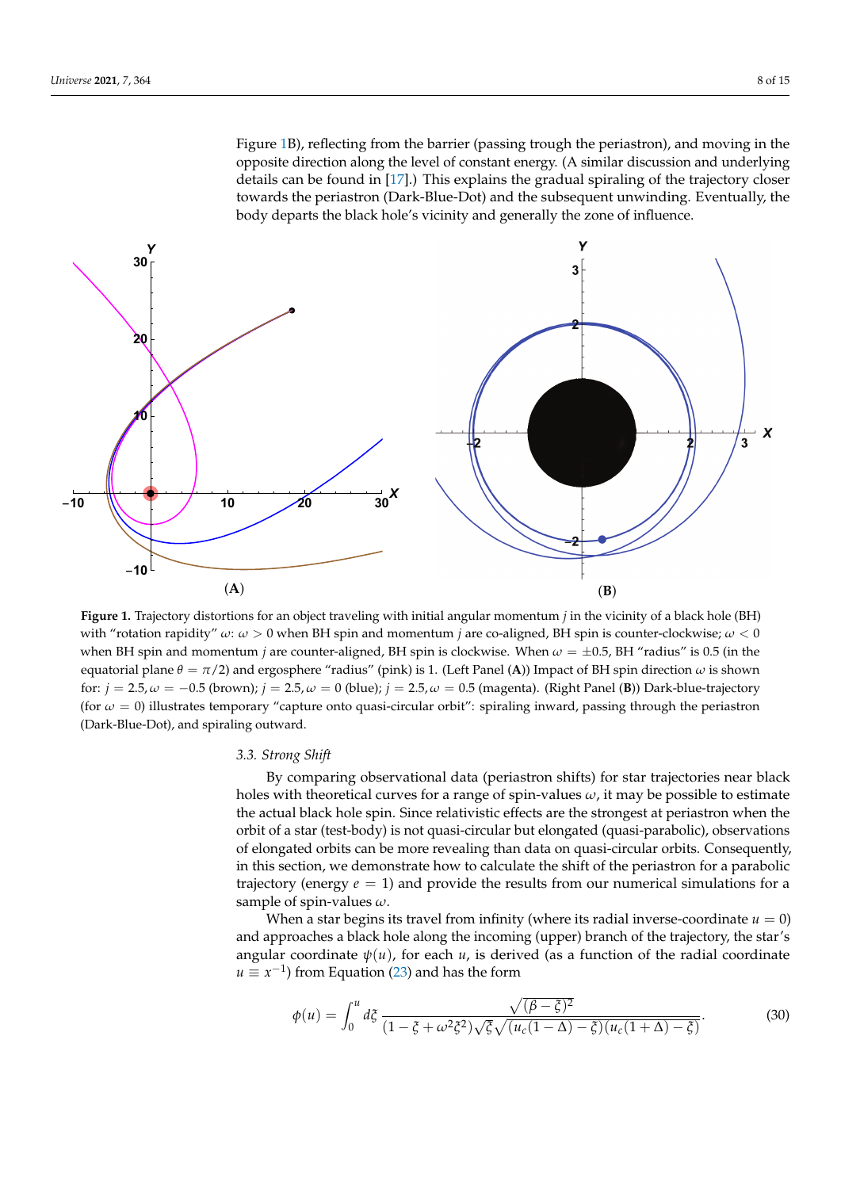Figure 1B), reflecting from the barrier (passing trough the periastron), and moving in the opposite direction along the level of constant energy. (A similar discussion and underlying details can be found in [17].) This explains the gradual spiraling of the trajectory closer towards the periastron (Dark-Blue-Dot) and the subsequent unwinding. Eventually, the body departs the black hole's vicinity and generally the zone of influence.

**Figure 1.** Trajectory distortions for an object traveling with initial angular momentum $j$ in the vicinity of a black hole (BH) with "rotation rapidity" $\omega$: $\omega > 0$ when BH spin and momentum $j$ are co-aligned, BH spin is counter-clockwise; $\omega < 0$ when BH spin and momentum $j$ are counter-aligned, BH spin is clockwise. When $\omega = \pm 0.5$, BH "radius" is 0.5 (in the equatorial plane $\theta = \pi/2$) and ergosphere "radius" (pink) is 1. (Left Panel (**A**)) Impact of BH spin direction $\omega$ is shown for: $j = 2.5, \omega = -0.5$ (brown); $j = 2.5, \omega = 0$ (blue); $j = 2.5, \omega = 0.5$ (magenta). (Right Panel (**B**)) Dark-blue-trajectory (for $\omega = 0$) illustrates temporary "capture onto quasi-circular orbit": spiraling inward, passing through the periastron (Dark-Blue-Dot), and spiraling outward.

### 3.3. Strong Shift

By comparing observational data (periastron shifts) for star trajectories near black holes with theoretical curves for a range of spin-values $\omega$, it may be possible to estimate the actual black hole spin. Since relativistic effects are the strongest at periastron when the orbit of a star (test-body) is not quasi-circular but elongated (quasi-parabolic), observations of elongated orbits can be more revealing than data on quasi-circular orbits. Consequently, in this section, we demonstrate how to calculate the shift of the periastron for a parabolic trajectory (energy $e = 1$) and provide the results from our numerical simulations for a sample of spin-values $\omega$.

When a star begins its travel from infinity (where its radial inverse-coordinate $u = 0$) and approaches a black hole along the incoming (upper) branch of the trajectory, the star's angular coordinate $\psi(u)$, for each $u$, is derived (as a function of the radial coordinate $u \equiv x^{-1}$) from Equation (23) and has the form

$$\phi(u) = \int_0^u d\xi \, \frac{\sqrt{(\beta - \xi)^2}}{(1 - \xi + \omega^2 \xi^2)\sqrt{\xi}\sqrt{(u_c(1-\Delta) - \xi)(u_c(1+\Delta) - \xi)}}. \tag{30}$$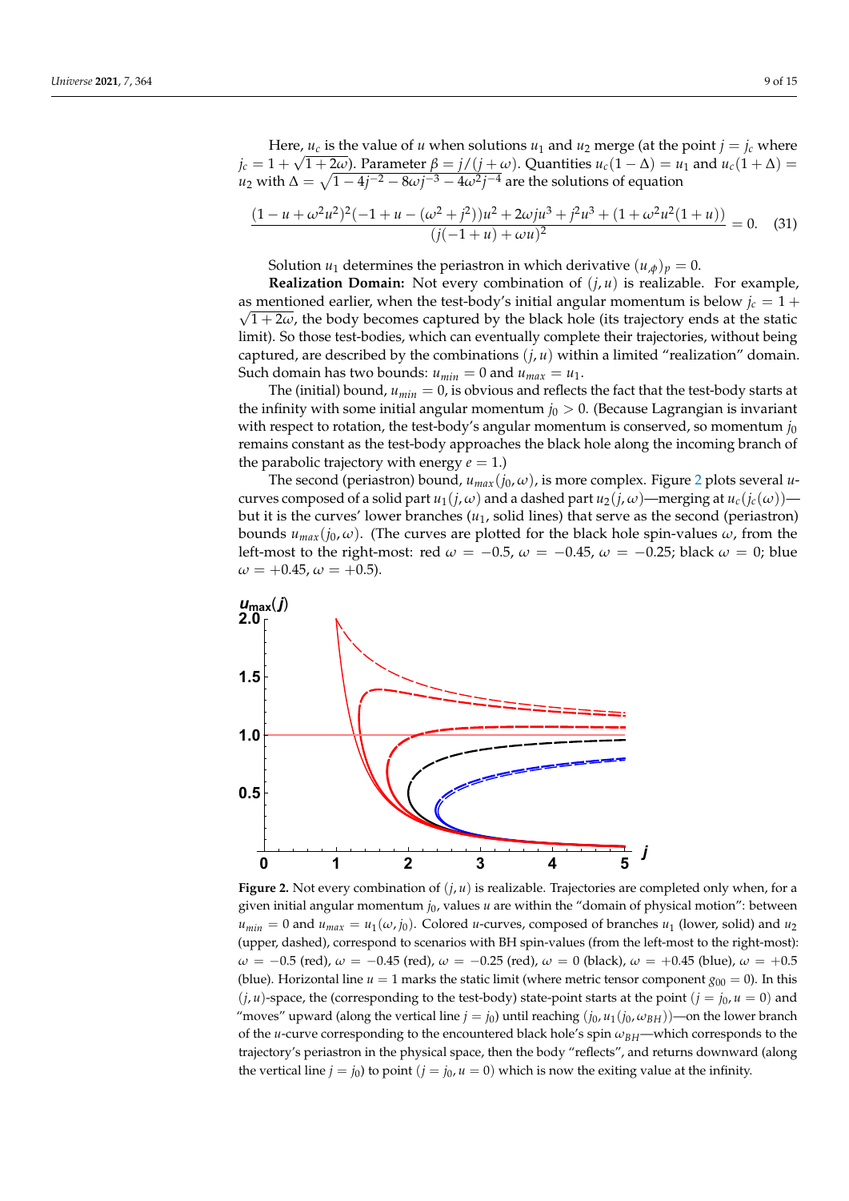Here, $u_c$ is the value of $u$ when solutions $u_1$ and $u_2$ merge (at the point $j = j_c$ where $j_c = 1 + \sqrt{1 + 2\omega}$). Parameter $\beta = j/(j + \omega)$. Quantities $u_c(1 - \Delta) = u_1$ and $u_c(1 + \Delta) = u_2$ with $\Delta = \sqrt{1 - 4j^{-2} - 8\omega j^{-3} - 4\omega^2 j^{-4}}$ are the solutions of equation

$$\frac{(1 - u + \omega^2 u^2)^2(-1 + u - (\omega^2 + j^2))u^2 + 2\omega j u^3 + j^2 u^3 + (1 + \omega^2 u^2(1 + u))}{(j(-1 + u) + \omega u)^2} = 0. \quad (31)$$

Solution $u_1$ determines the periastron in which derivative $(u_{,\phi})_p = 0$.

**Realization Domain:** Not every combination of $(j, u)$ is realizable. For example, as mentioned earlier, when the test-body's initial angular momentum is below $j_c = 1 + \sqrt{1 + 2\omega}$, the body becomes captured by the black hole (its trajectory ends at the static limit). So those test-bodies, which can eventually complete their trajectories, without being captured, are described by the combinations $(j, u)$ within a limited "realization" domain. Such domain has two bounds: $u_{min} = 0$ and $u_{max} = u_1$.

The (initial) bound, $u_{min} = 0$, is obvious and reflects the fact that the test-body starts at the infinity with some initial angular momentum $j_0 > 0$. (Because Lagrangian is invariant with respect to rotation, the test-body's angular momentum is conserved, so momentum $j_0$ remains constant as the test-body approaches the black hole along the incoming branch of the parabolic trajectory with energy $e = 1$.)

The second (periastron) bound, $u_{max}(j_0, \omega)$, is more complex. Figure 2 plots several $u$-curves composed of a solid part $u_1(j, \omega)$ and a dashed part $u_2(j, \omega)$—merging at $u_c(j_c(\omega))$—but it is the curves' lower branches ($u_1$, solid lines) that serve as the second (periastron) bounds $u_{max}(j_0, \omega)$. (The curves are plotted for the black hole spin-values $\omega$, from the left-most to the right-most: red $\omega = -0.5$, $\omega = -0.45$, $\omega = -0.25$; black $\omega = 0$; blue $\omega = +0.45$, $\omega = +0.5$).

**Figure 2.** Not every combination of $(j, u)$ is realizable. Trajectories are completed only when, for a given initial angular momentum $j_0$, values $u$ are within the "domain of physical motion": between $u_{min} = 0$ and $u_{max} = u_1(\omega, j_0)$. Colored $u$-curves, composed of branches $u_1$ (lower, solid) and $u_2$ (upper, dashed), correspond to scenarios with BH spin-values (from the left-most to the right-most): $\omega = -0.5$ (red), $\omega = -0.45$ (red), $\omega = -0.25$ (red), $\omega = 0$ (black), $\omega = +0.45$ (blue), $\omega = +0.5$ (blue). Horizontal line $u = 1$ marks the static limit (where metric tensor component $g_{00} = 0$). In this $(j, u)$-space, the (corresponding to the test-body) state-point starts at the point $(j = j_0, u = 0)$ and "moves" upward (along the vertical line $j = j_0$) until reaching $(j_0, u_1(j_0, \omega_{BH}))$—on the lower branch of the $u$-curve corresponding to the encountered black hole's spin $\omega_{BH}$—which corresponds to the trajectory's periastron in the physical space, then the body "reflects", and returns downward (along the vertical line $j = j_0$) to point $(j = j_0, u = 0)$ which is now the exiting value at the infinity.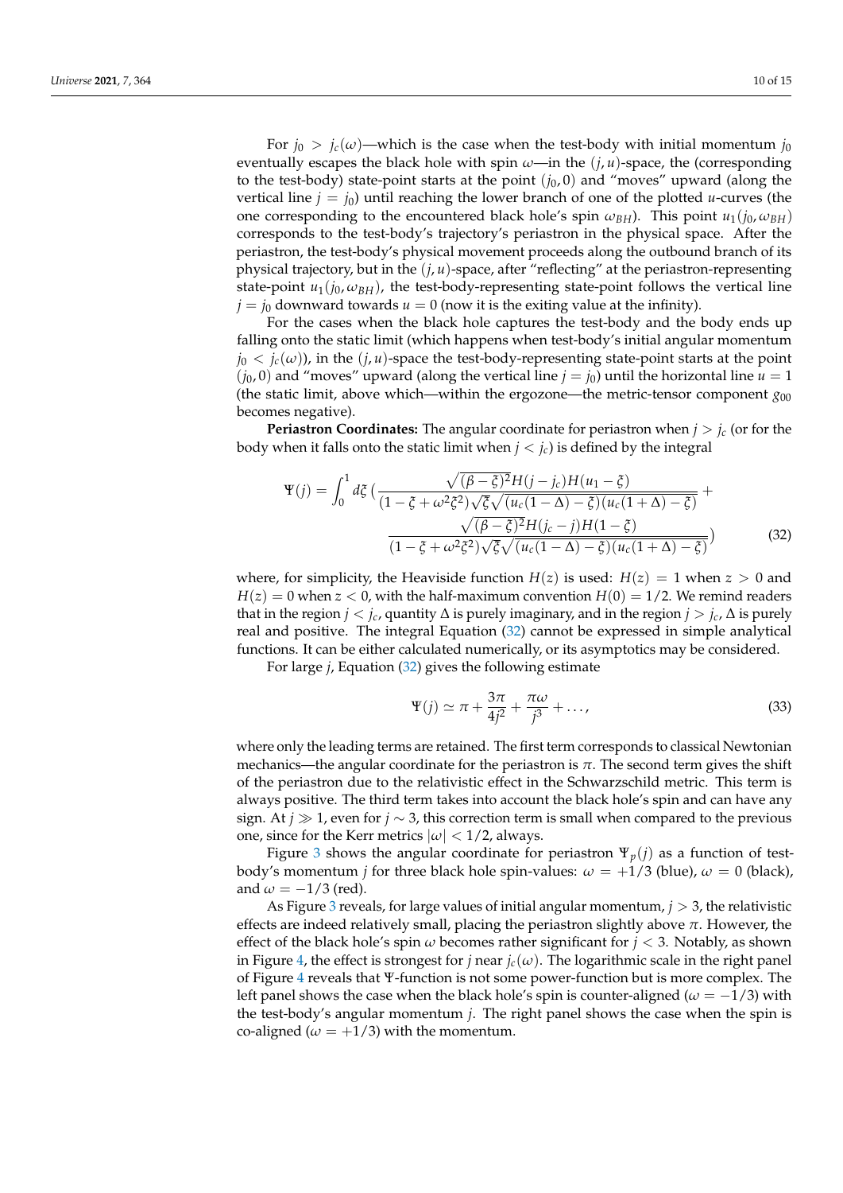For $j_0 > j_c(\omega)$—which is the case when the test-body with initial momentum $j_0$ eventually escapes the black hole with spin $\omega$—in the $(j, u)$-space, the (corresponding to the test-body) state-point starts at the point $(j_0, 0)$ and "moves" upward (along the vertical line $j = j_0$) until reaching the lower branch of one of the plotted $u$-curves (the one corresponding to the encountered black hole's spin $\omega_{BH}$). This point $u_1(j_0, \omega_{BH})$ corresponds to the test-body's trajectory's periastron in the physical space. After the periastron, the test-body's physical movement proceeds along the outbound branch of its physical trajectory, but in the $(j, u)$-space, after "reflecting" at the periastron-representing state-point $u_1(j_0, \omega_{BH})$, the test-body-representing state-point follows the vertical line $j = j_0$ downward towards $u = 0$ (now it is the exiting value at the infinity).

For the cases when the black hole captures the test-body and the body ends up falling onto the static limit (which happens when test-body's initial angular momentum $j_0 < j_c(\omega)$), in the $(j, u)$-space the test-body-representing state-point starts at the point $(j_0, 0)$ and "moves" upward (along the vertical line $j = j_0$) until the horizontal line $u = 1$ (the static limit, above which—within the ergozone—the metric-tensor component $g_{00}$ becomes negative).

**Periastron Coordinates:** The angular coordinate for periastron when $j > j_c$ (or for the body when it falls onto the static limit when $j < j_c$) is defined by the integral

$$\Psi(j) = \int_0^1 d\xi \, \Big( \frac{\sqrt{(\beta - \xi)^2} H(j - j_c) H(u_1 - \xi)}{(1 - \xi + \omega^2 \xi^2)\sqrt{\xi}\sqrt{(u_c(1 - \Delta) - \xi)(u_c(1 + \Delta) - \xi)}} + \frac{\sqrt{(\beta - \xi)^2} H(j_c - j) H(1 - \xi)}{(1 - \xi + \omega^2 \xi^2)\sqrt{\xi}\sqrt{(u_c(1 - \Delta) - \xi)(u_c(1 + \Delta) - \xi)}} \Big) \tag{32}$$

where, for simplicity, the Heaviside function $H(z)$ is used: $H(z) = 1$ when $z > 0$ and $H(z) = 0$ when $z < 0$, with the half-maximum convention $H(0) = 1/2$. We remind readers that in the region $j < j_c$, quantity $\Delta$ is purely imaginary, and in the region $j > j_c$, $\Delta$ is purely real and positive. The integral Equation (32) cannot be expressed in simple analytical functions. It can be either calculated numerically, or its asymptotics may be considered.

For large $j$, Equation (32) gives the following estimate

$$\Psi(j) \simeq \pi + \frac{3\pi}{4j^2} + \frac{\pi\omega}{j^3} + \ldots, \tag{33}$$

where only the leading terms are retained. The first term corresponds to classical Newtonian mechanics—the angular coordinate for the periastron is $\pi$. The second term gives the shift of the periastron due to the relativistic effect in the Schwarzschild metric. This term is always positive. The third term takes into account the black hole's spin and can have any sign. At $j \gg 1$, even for $j \sim 3$, this correction term is small when compared to the previous one, since for the Kerr metrics $|\omega| < 1/2$, always.

Figure 3 shows the angular coordinate for periastron $\Psi_p(j)$ as a function of test-body's momentum $j$ for three black hole spin-values: $\omega = +1/3$ (blue), $\omega = 0$ (black), and $\omega = -1/3$ (red).

As Figure 3 reveals, for large values of initial angular momentum, $j > 3$, the relativistic effects are indeed relatively small, placing the periastron slightly above $\pi$. However, the effect of the black hole's spin $\omega$ becomes rather significant for $j < 3$. Notably, as shown in Figure 4, the effect is strongest for $j$ near $j_c(\omega)$. The logarithmic scale in the right panel of Figure 4 reveals that $\Psi$-function is not some power-function but is more complex. The left panel shows the case when the black hole's spin is counter-aligned ($\omega = -1/3$) with the test-body's angular momentum $j$. The right panel shows the case when the spin is co-aligned ($\omega = +1/3$) with the momentum.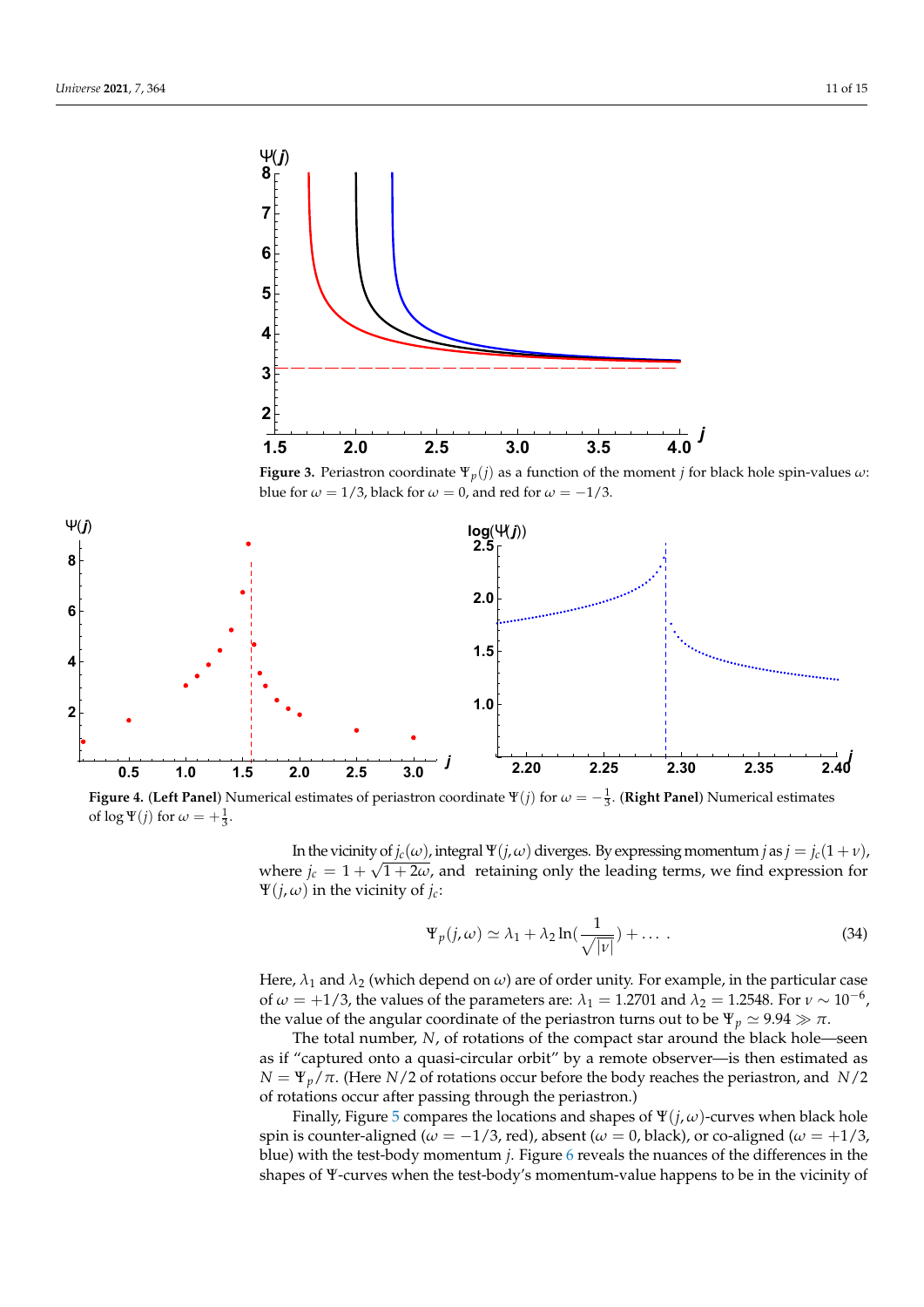**Figure 3.** Periastron coordinate $\Psi_p(j)$ as a function of the moment $j$ for black hole spin-values $\omega$: blue for $\omega = 1/3$, black for $\omega = 0$, and red for $\omega = -1/3$.

**Figure 4.** (**Left Panel**) Numerical estimates of periastron coordinate $\Psi(j)$ for $\omega = -\frac{1}{3}$. (**Right Panel**) Numerical estimates of $\log \Psi(j)$ for $\omega = +\frac{1}{3}$.

In the vicinity of $j_c(\omega)$, integral $\Psi(j,\omega)$ diverges. By expressing momentum $j$ as $j = j_c(1+\nu)$, where $j_c = 1 + \sqrt{1+2\omega}$, and retaining only the leading terms, we find expression for $\Psi(j,\omega)$ in the vicinity of $j_c$:

$$\Psi_p(j,\omega) \simeq \lambda_1 + \lambda_2 \ln\left(\frac{1}{\sqrt{|\nu|}}\right) + \dots \,. \tag{34}$$

Here, $\lambda_1$ and $\lambda_2$ (which depend on $\omega$) are of order unity. For example, in the particular case of $\omega = +1/3$, the values of the parameters are: $\lambda_1 = 1.2701$ and $\lambda_2 = 1.2548$. For $\nu \sim 10^{-6}$, the value of the angular coordinate of the periastron turns out to be $\Psi_p \simeq 9.94 \gg \pi$.

The total number, $N$, of rotations of the compact star around the black hole—seen as if "captured onto a quasi-circular orbit" by a remote observer—is then estimated as $N = \Psi_p/\pi$. (Here $N/2$ of rotations occur before the body reaches the periastron, and $N/2$ of rotations occur after passing through the periastron.)

Finally, Figure 5 compares the locations and shapes of $\Psi(j,\omega)$-curves when black hole spin is counter-aligned ($\omega = -1/3$, red), absent ($\omega = 0$, black), or co-aligned ($\omega = +1/3$, blue) with the test-body momentum $j$. Figure 6 reveals the nuances of the differences in the shapes of $\Psi$-curves when the test-body's momentum-value happens to be in the vicinity of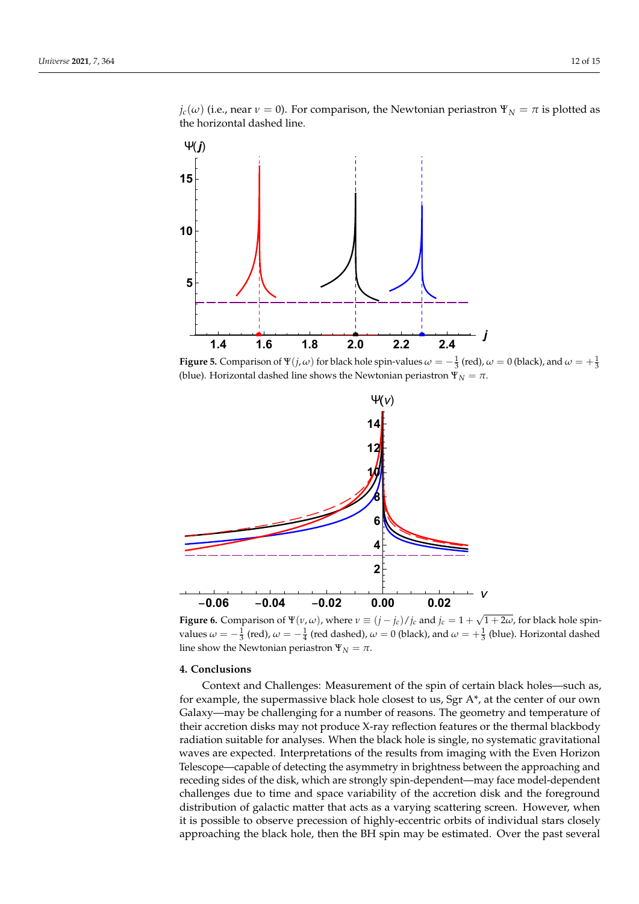$j_c(\omega)$ (i.e., near $\nu = 0$). For comparison, the Newtonian periastron $\Psi_N = \pi$ is plotted as the horizontal dashed line.

**Figure 5.** Comparison of $\Psi(j, \omega)$ for black hole spin-values $\omega = -\frac{1}{3}$ (red), $\omega = 0$ (black), and $\omega = +\frac{1}{3}$ (blue). Horizontal dashed line shows the Newtonian periastron $\Psi_N = \pi$.

**Figure 6.** Comparison of $\Psi(\nu, \omega)$, where $\nu \equiv (j - j_c)/j_c$ and $j_c = 1 + \sqrt{1 + 2\omega}$, for black hole spin-values $\omega = -\frac{1}{3}$ (red), $\omega = -\frac{1}{4}$ (red dashed), $\omega = 0$ (black), and $\omega = +\frac{1}{3}$ (blue). Horizontal dashed line show the Newtonian periastron $\Psi_N = \pi$.

## 4. Conclusions

Context and Challenges: Measurement of the spin of certain black holes—such as, for example, the supermassive black hole closest to us, Sgr A*, at the center of our own Galaxy—may be challenging for a number of reasons. The geometry and temperature of their accretion disks may not produce X-ray reflection features or the thermal blackbody radiation suitable for analyses. When the black hole is single, no systematic gravitational waves are expected. Interpretations of the results from imaging with the Even Horizon Telescope—capable of detecting the asymmetry in brightness between the approaching and receding sides of the disk, which are strongly spin-dependent—may face model-dependent challenges due to time and space variability of the accretion disk and the foreground distribution of galactic matter that acts as a varying scattering screen. However, when it is possible to observe precession of highly-eccentric orbits of individual stars closely approaching the black hole, then the BH spin may be estimated. Over the past several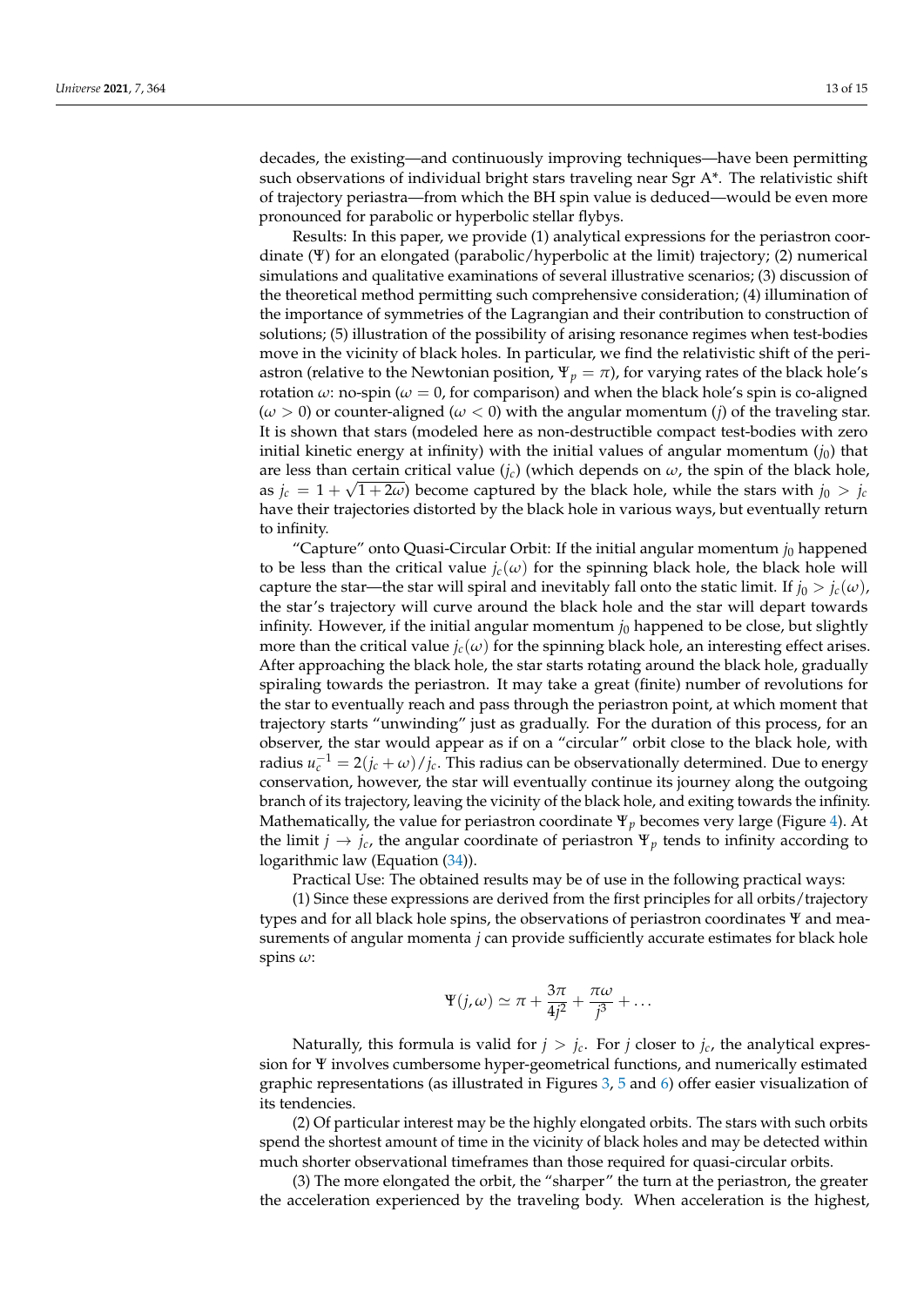decades, the existing—and continuously improving techniques—have been permitting such observations of individual bright stars traveling near Sgr A*. The relativistic shift of trajectory periastra—from which the BH spin value is deduced—would be even more pronounced for parabolic or hyperbolic stellar flybys.

Results: In this paper, we provide (1) analytical expressions for the periastron coordinate ($\Psi$) for an elongated (parabolic/hyperbolic at the limit) trajectory; (2) numerical simulations and qualitative examinations of several illustrative scenarios; (3) discussion of the theoretical method permitting such comprehensive consideration; (4) illumination of the importance of symmetries of the Lagrangian and their contribution to construction of solutions; (5) illustration of the possibility of arising resonance regimes when test-bodies move in the vicinity of black holes. In particular, we find the relativistic shift of the periastron (relative to the Newtonian position, $\Psi_p = \pi$), for varying rates of the black hole's rotation $\omega$: no-spin ($\omega = 0$, for comparison) and when the black hole's spin is co-aligned ($\omega > 0$) or counter-aligned ($\omega < 0$) with the angular momentum ($j$) of the traveling star. It is shown that stars (modeled here as non-destructible compact test-bodies with zero initial kinetic energy at infinity) with the initial values of angular momentum ($j_0$) that are less than certain critical value ($j_c$) (which depends on $\omega$, the spin of the black hole, as $j_c = 1 + \sqrt{1 + 2\omega}$) become captured by the black hole, while the stars with $j_0 > j_c$ have their trajectories distorted by the black hole in various ways, but eventually return to infinity.

"Capture" onto Quasi-Circular Orbit: If the initial angular momentum $j_0$ happened to be less than the critical value $j_c(\omega)$ for the spinning black hole, the black hole will capture the star—the star will spiral and inevitably fall onto the static limit. If $j_0 > j_c(\omega)$, the star's trajectory will curve around the black hole and the star will depart towards infinity. However, if the initial angular momentum $j_0$ happened to be close, but slightly more than the critical value $j_c(\omega)$ for the spinning black hole, an interesting effect arises. After approaching the black hole, the star starts rotating around the black hole, gradually spiraling towards the periastron. It may take a great (finite) number of revolutions for the star to eventually reach and pass through the periastron point, at which moment that trajectory starts "unwinding" just as gradually. For the duration of this process, for an observer, the star would appear as if on a "circular" orbit close to the black hole, with radius $u_c^{-1} = 2(j_c + \omega)/j_c$. This radius can be observationally determined. Due to energy conservation, however, the star will eventually continue its journey along the outgoing branch of its trajectory, leaving the vicinity of the black hole, and exiting towards the infinity. Mathematically, the value for periastron coordinate $\Psi_p$ becomes very large (Figure 4). At the limit $j \to j_c$, the angular coordinate of periastron $\Psi_p$ tends to infinity according to logarithmic law (Equation (34)).

Practical Use: The obtained results may be of use in the following practical ways:

(1) Since these expressions are derived from the first principles for all orbits/trajectory types and for all black hole spins, the observations of periastron coordinates $\Psi$ and measurements of angular momenta $j$ can provide sufficiently accurate estimates for black hole spins $\omega$:

$$\Psi(j, \omega) \simeq \pi + \frac{3\pi}{4j^2} + \frac{\pi\omega}{j^3} + \dots$$

Naturally, this formula is valid for $j > j_c$. For $j$ closer to $j_c$, the analytical expression for $\Psi$ involves cumbersome hyper-geometrical functions, and numerically estimated graphic representations (as illustrated in Figures 3, 5 and 6) offer easier visualization of its tendencies.

(2) Of particular interest may be the highly elongated orbits. The stars with such orbits spend the shortest amount of time in the vicinity of black holes and may be detected within much shorter observational timeframes than those required for quasi-circular orbits.

(3) The more elongated the orbit, the "sharper" the turn at the periastron, the greater the acceleration experienced by the traveling body. When acceleration is the highest,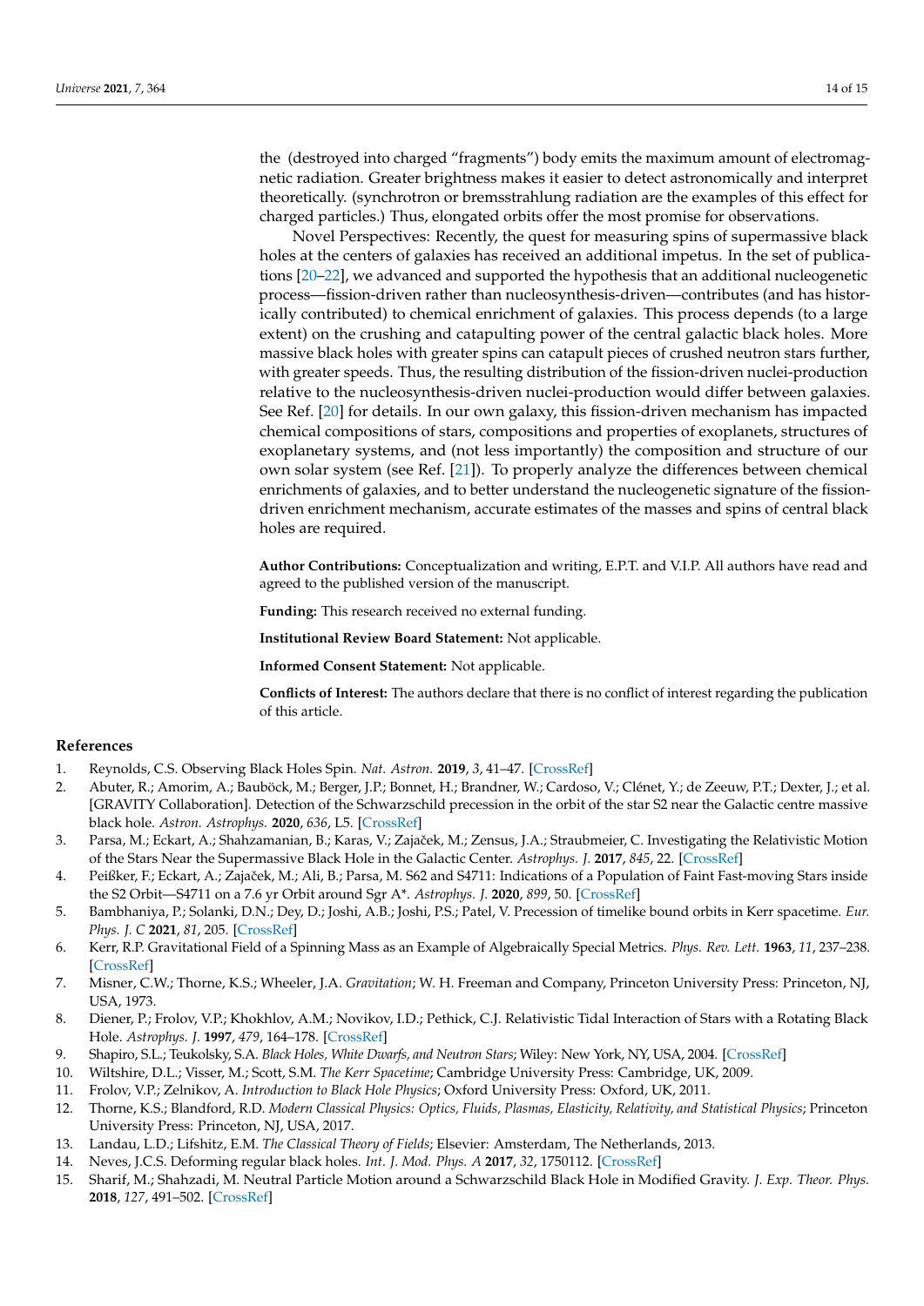the (destroyed into charged "fragments") body emits the maximum amount of electromagnetic radiation. Greater brightness makes it easier to detect astronomically and interpret theoretically. (synchrotron or bremsstrahlung radiation are the examples of this effect for charged particles.) Thus, elongated orbits offer the most promise for observations.

Novel Perspectives: Recently, the quest for measuring spins of supermassive black holes at the centers of galaxies has received an additional impetus. In the set of publications [20–22], we advanced and supported the hypothesis that an additional nucleogenetic process—fission-driven rather than nucleosynthesis-driven—contributes (and has historically contributed) to chemical enrichment of galaxies. This process depends (to a large extent) on the crushing and catapulting power of the central galactic black holes. More massive black holes with greater spins can catapult pieces of crushed neutron stars further, with greater speeds. Thus, the resulting distribution of the fission-driven nuclei-production relative to the nucleosynthesis-driven nuclei-production would differ between galaxies. See Ref. [20] for details. In our own galaxy, this fission-driven mechanism has impacted chemical compositions of stars, compositions and properties of exoplanets, structures of exoplanetary systems, and (not less importantly) the composition and structure of our own solar system (see Ref. [21]). To properly analyze the differences between chemical enrichments of galaxies, and to better understand the nucleogenetic signature of the fission-driven enrichment mechanism, accurate estimates of the masses and spins of central black holes are required.

**Author Contributions:** Conceptualization and writing, E.P.T. and V.I.P. All authors have read and agreed to the published version of the manuscript.

**Funding:** This research received no external funding.

**Institutional Review Board Statement:** Not applicable.

**Informed Consent Statement:** Not applicable.

**Conflicts of Interest:** The authors declare that there is no conflict of interest regarding the publication of this article.

## References

1. Reynolds, C.S. Observing Black Holes Spin. *Nat. Astron.* **2019**, *3*, 41–47. [CrossRef]
2. Abuter, R.; Amorim, A.; Bauböck, M.; Berger, J.P.; Bonnet, H.; Brandner, W.; Cardoso, V.; Clénet, Y.; de Zeeuw, P.T.; Dexter, J.; et al. [GRAVITY Collaboration]. Detection of the Schwarzschild precession in the orbit of the star S2 near the Galactic centre massive black hole. *Astron. Astrophys.* **2020**, *636*, L5. [CrossRef]
3. Parsa, M.; Eckart, A.; Shahzamanian, B.; Karas, V.; Zajaček, M.; Zensus, J.A.; Straubmeier, C. Investigating the Relativistic Motion of the Stars Near the Supermassive Black Hole in the Galactic Center. *Astrophys. J.* **2017**, *845*, 22. [CrossRef]
4. Peißker, F.; Eckart, A.; Zajaček, M.; Ali, B.; Parsa, M. S62 and S4711: Indications of a Population of Faint Fast-moving Stars inside the S2 Orbit—S4711 on a 7.6 yr Orbit around Sgr A*. *Astrophys. J.* **2020**, *899*, 50. [CrossRef]
5. Bambhaniya, P.; Solanki, D.N.; Dey, D.; Joshi, A.B.; Joshi, P.S.; Patel, V. Precession of timelike bound orbits in Kerr spacetime. *Eur. Phys. J. C* **2021**, *81*, 205. [CrossRef]
6. Kerr, R.P. Gravitational Field of a Spinning Mass as an Example of Algebraically Special Metrics. *Phys. Rev. Lett.* **1963**, *11*, 237–238. [CrossRef]
7. Misner, C.W.; Thorne, K.S.; Wheeler, J.A. *Gravitation*; W. H. Freeman and Company, Princeton University Press: Princeton, NJ, USA, 1973.
8. Diener, P.; Frolov, V.P.; Khokhlov, A.M.; Novikov, I.D.; Pethick, C.J. Relativistic Tidal Interaction of Stars with a Rotating Black Hole. *Astrophys. J.* **1997**, *479*, 164–178. [CrossRef]
9. Shapiro, S.L.; Teukolsky, S.A. *Black Holes, White Dwarfs, and Neutron Stars*; Wiley: New York, NY, USA, 2004. [CrossRef]
10. Wiltshire, D.L.; Visser, M.; Scott, S.M. *The Kerr Spacetime*; Cambridge University Press: Cambridge, UK, 2009.
11. Frolov, V.P.; Zelnikov, A. *Introduction to Black Hole Physics*; Oxford University Press: Oxford, UK, 2011.
12. Thorne, K.S.; Blandford, R.D. *Modern Classical Physics: Optics, Fluids, Plasmas, Elasticity, Relativity, and Statistical Physics*; Princeton University Press: Princeton, NJ, USA, 2017.
13. Landau, L.D.; Lifshitz, E.M. *The Classical Theory of Fields*; Elsevier: Amsterdam, The Netherlands, 2013.
14. Neves, J.C.S. Deforming regular black holes. *Int. J. Mod. Phys. A* **2017**, *32*, 1750112. [CrossRef]
15. Sharif, M.; Shahzadi, M. Neutral Particle Motion around a Schwarzschild Black Hole in Modified Gravity. *J. Exp. Theor. Phys.* **2018**, *127*, 491–502. [CrossRef]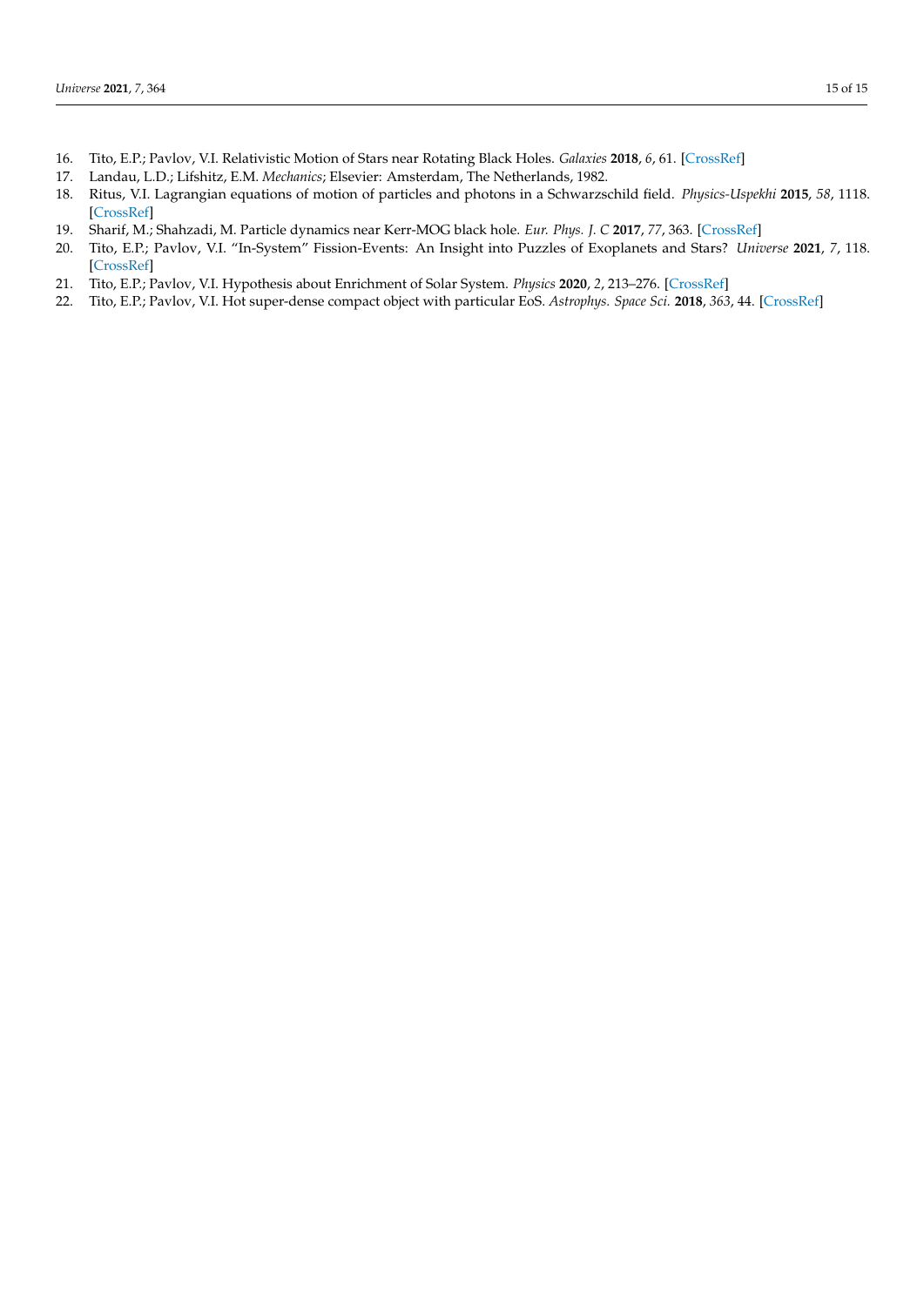16. Tito, E.P.; Pavlov, V.I. Relativistic Motion of Stars near Rotating Black Holes. *Galaxies* **2018**, *6*, 61. [CrossRef]
17. Landau, L.D.; Lifshitz, E.M. *Mechanics*; Elsevier: Amsterdam, The Netherlands, 1982.
18. Ritus, V.I. Lagrangian equations of motion of particles and photons in a Schwarzschild field. *Physics-Uspekhi* **2015**, *58*, 1118. [CrossRef]
19. Sharif, M.; Shahzadi, M. Particle dynamics near Kerr-MOG black hole. *Eur. Phys. J. C* **2017**, *77*, 363. [CrossRef]
20. Tito, E.P.; Pavlov, V.I. "In-System" Fission-Events: An Insight into Puzzles of Exoplanets and Stars? *Universe* **2021**, *7*, 118. [CrossRef]
21. Tito, E.P.; Pavlov, V.I. Hypothesis about Enrichment of Solar System. *Physics* **2020**, *2*, 213–276. [CrossRef]
22. Tito, E.P.; Pavlov, V.I. Hot super-dense compact object with particular EoS. *Astrophys. Space Sci.* **2018**, *363*, 44. [CrossRef]